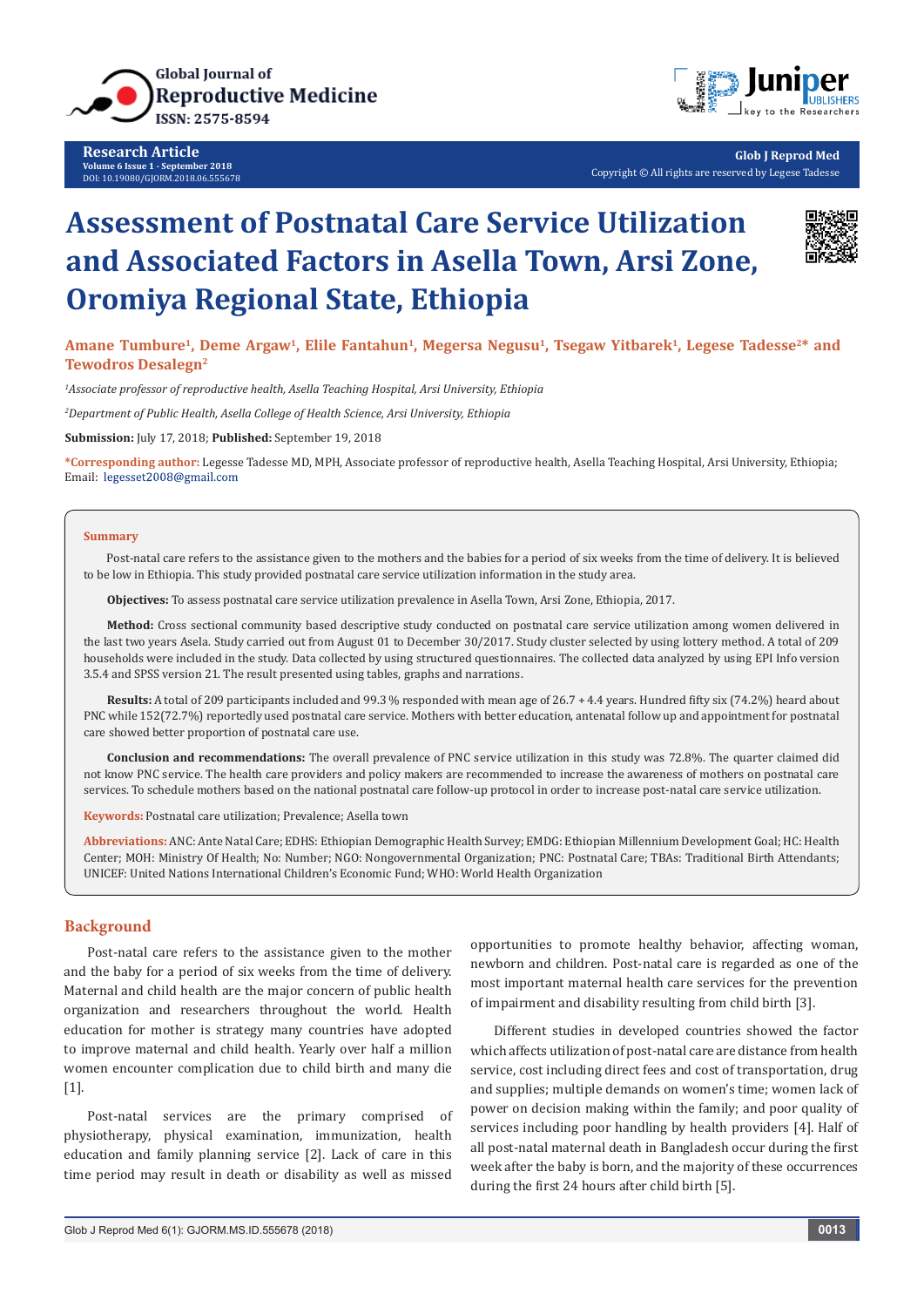# Assessment of Postnatal Care Service Utilization and Associated Factors in Asella Town, Arsi Zone, Oromiya Regional State, Ethiopia

**Amane Tumbure[1], Deme Argaw[1], Elile Fantahun[1], Megersa Negusu[1], Tsegaw Yitbarek[1], Legese Tadesse[2]* and Tewodros Desalegn[2]**

*[1]Associate professor of reproductive health, Asella Teaching Hospital, Arsi University, Ethiopia*

*[2]Department of Public Health, Asella College of Health Science, Arsi University, Ethiopia*

**Submission:** July 17, 2018; **Published:** September 19, 2018

***Corresponding author:** Legesse Tadesse MD, MPH, Associate professor of reproductive health, Asella Teaching Hospital, Arsi University, Ethiopia; Email: legesset2008@gmail.com

## Summary

Post-natal care refers to the assistance given to the mothers and the babies for a period of six weeks from the time of delivery. It is believed to be low in Ethiopia. This study provided postnatal care service utilization information in the study area.

**Objectives:** To assess postnatal care service utilization prevalence in Asella Town, Arsi Zone, Ethiopia, 2017.

**Method:** Cross sectional community based descriptive study conducted on postnatal care service utilization among women delivered in the last two years Asela. Study carried out from August 01 to December 30/2017. Study cluster selected by using lottery method. A total of 209 households were included in the study. Data collected by using structured questionnaires. The collected data analyzed by using EPI Info version 3.5.4 and SPSS version 21. The result presented using tables, graphs and narrations.

**Results:** A total of 209 participants included and 99.3 % responded with mean age of 26.7 + 4.4 years. Hundred fifty six (74.2%) heard about PNC while 152(72.7%) reportedly used postnatal care service. Mothers with better education, antenatal follow up and appointment for postnatal care showed better proportion of postnatal care use.

**Conclusion and recommendations:** The overall prevalence of PNC service utilization in this study was 72.8%. The quarter claimed did not know PNC service. The health care providers and policy makers are recommended to increase the awareness of mothers on postnatal care services. To schedule mothers based on the national postnatal care follow-up protocol in order to increase post-natal care service utilization.

**Keywords:** Postnatal care utilization; Prevalence; Asella town

**Abbreviations:** ANC: Ante Natal Care; EDHS: Ethiopian Demographic Health Survey; EMDG: Ethiopian Millennium Development Goal; HC: Health Center; MOH: Ministry Of Health; No: Number; NGO: Nongovernmental Organization; PNC: Postnatal Care; TBAs: Traditional Birth Attendants; UNICEF: United Nations International Children's Economic Fund; WHO: World Health Organization

## Background

Post-natal care refers to the assistance given to the mother and the baby for a period of six weeks from the time of delivery. Maternal and child health are the major concern of public health organization and researchers throughout the world. Health education for mother is strategy many countries have adopted to improve maternal and child health. Yearly over half a million women encounter complication due to child birth and many die [1].

Post-natal services are the primary comprised of physiotherapy, physical examination, immunization, health education and family planning service [2]. Lack of care in this time period may result in death or disability as well as missed opportunities to promote healthy behavior, affecting woman, newborn and children. Post-natal care is regarded as one of the most important maternal health care services for the prevention of impairment and disability resulting from child birth [3].

Different studies in developed countries showed the factor which affects utilization of post-natal care are distance from health service, cost including direct fees and cost of transportation, drug and supplies; multiple demands on women's time; women lack of power on decision making within the family; and poor quality of services including poor handling by health providers [4]. Half of all post-natal maternal death in Bangladesh occur during the first week after the baby is born, and the majority of these occurrences during the first 24 hours after child birth [5].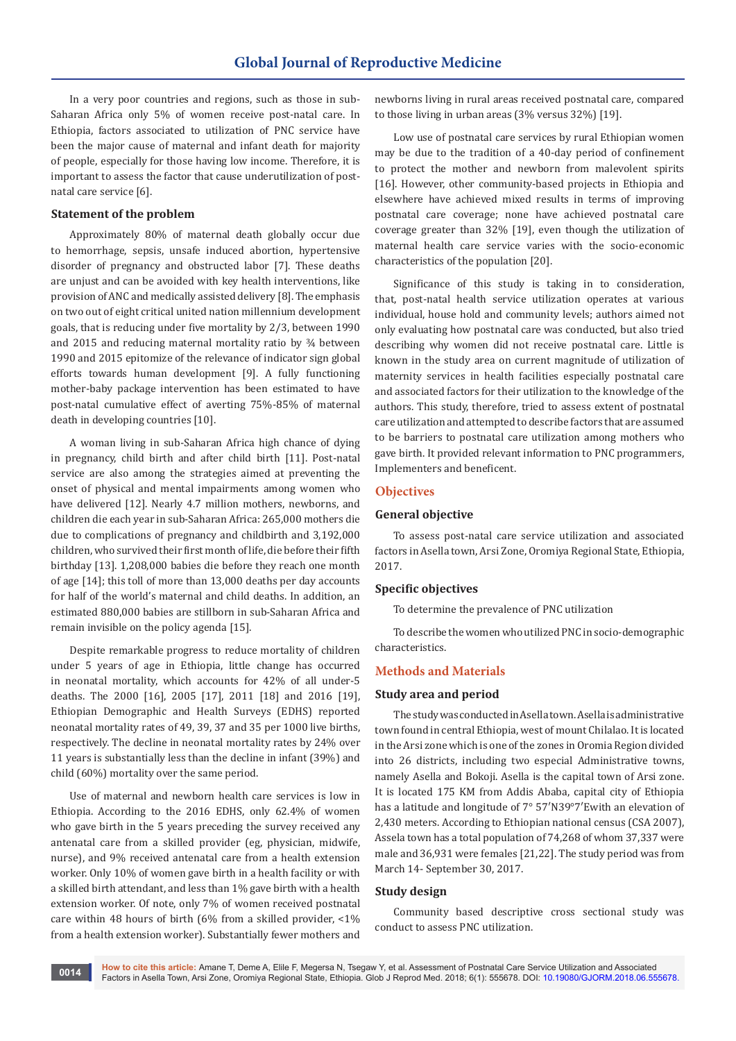In a very poor countries and regions, such as those in sub-Saharan Africa only 5% of women receive post-natal care. In Ethiopia, factors associated to utilization of PNC service have been the major cause of maternal and infant death for majority of people, especially for those having low income. Therefore, it is important to assess the factor that cause underutilization of post-natal care service [6].

### Statement of the problem

Approximately 80% of maternal death globally occur due to hemorrhage, sepsis, unsafe induced abortion, hypertensive disorder of pregnancy and obstructed labor [7]. These deaths are unjust and can be avoided with key health interventions, like provision of ANC and medically assisted delivery [8]. The emphasis on two out of eight critical united nation millennium development goals, that is reducing under five mortality by 2/3, between 1990 and 2015 and reducing maternal mortality ratio by ¾ between 1990 and 2015 epitomize of the relevance of indicator sign global efforts towards human development [9]. A fully functioning mother-baby package intervention has been estimated to have post-natal cumulative effect of averting 75%-85% of maternal death in developing countries [10].

A woman living in sub-Saharan Africa high chance of dying in pregnancy, child birth and after child birth [11]. Post-natal service are also among the strategies aimed at preventing the onset of physical and mental impairments among women who have delivered [12]. Nearly 4.7 million mothers, newborns, and children die each year in sub-Saharan Africa: 265,000 mothers die due to complications of pregnancy and childbirth and 3,192,000 children, who survived their first month of life, die before their fifth birthday [13]. 1,208,000 babies die before they reach one month of age [14]; this toll of more than 13,000 deaths per day accounts for half of the world's maternal and child deaths. In addition, an estimated 880,000 babies are stillborn in sub-Saharan Africa and remain invisible on the policy agenda [15].

Despite remarkable progress to reduce mortality of children under 5 years of age in Ethiopia, little change has occurred in neonatal mortality, which accounts for 42% of all under-5 deaths. The 2000 [16], 2005 [17], 2011 [18] and 2016 [19], Ethiopian Demographic and Health Surveys (EDHS) reported neonatal mortality rates of 49, 39, 37 and 35 per 1000 live births, respectively. The decline in neonatal mortality rates by 24% over 11 years is substantially less than the decline in infant (39%) and child (60%) mortality over the same period.

Use of maternal and newborn health care services is low in Ethiopia. According to the 2016 EDHS, only 62.4% of women who gave birth in the 5 years preceding the survey received any antenatal care from a skilled provider (eg, physician, midwife, nurse), and 9% received antenatal care from a health extension worker. Only 10% of women gave birth in a health facility or with a skilled birth attendant, and less than 1% gave birth with a health extension worker. Of note, only 7% of women received postnatal care within 48 hours of birth (6% from a skilled provider, <1% from a health extension worker). Substantially fewer mothers and newborns living in rural areas received postnatal care, compared to those living in urban areas (3% versus 32%) [19].

Low use of postnatal care services by rural Ethiopian women may be due to the tradition of a 40-day period of confinement to protect the mother and newborn from malevolent spirits [16]. However, other community-based projects in Ethiopia and elsewhere have achieved mixed results in terms of improving postnatal care coverage; none have achieved postnatal care coverage greater than 32% [19], even though the utilization of maternal health care service varies with the socio-economic characteristics of the population [20].

Significance of this study is taking in to consideration, that, post-natal health service utilization operates at various individual, house hold and community levels; authors aimed not only evaluating how postnatal care was conducted, but also tried describing why women did not receive postnatal care. Little is known in the study area on current magnitude of utilization of maternity services in health facilities especially postnatal care and associated factors for their utilization to the knowledge of the authors. This study, therefore, tried to assess extent of postnatal care utilization and attempted to describe factors that are assumed to be barriers to postnatal care utilization among mothers who gave birth. It provided relevant information to PNC programmers, Implementers and beneficent.

## Objectives

### General objective

To assess post-natal care service utilization and associated factors in Asella town, Arsi Zone, Oromiya Regional State, Ethiopia, 2017.

### Specific objectives

To determine the prevalence of PNC utilization

To describe the women who utilized PNC in socio-demographic characteristics.

## Methods and Materials

### Study area and period

The study was conducted in Asella town. Asella is administrative town found in central Ethiopia, west of mount Chilalao. It is located in the Arsi zone which is one of the zones in Oromia Region divided into 26 districts, including two especial Administrative towns, namely Asella and Bokoji. Asella is the capital town of Arsi zone. It is located 175 KM from Addis Ababa, capital city of Ethiopia has a latitude and longitude of 7° 57′N39°7′Ewith an elevation of 2,430 meters. According to Ethiopian national census (CSA 2007), Assela town has a total population of 74,268 of whom 37,337 were male and 36,931 were females [21,22]. The study period was from March 14- September 30, 2017.

### Study design

Community based descriptive cross sectional study was conduct to assess PNC utilization.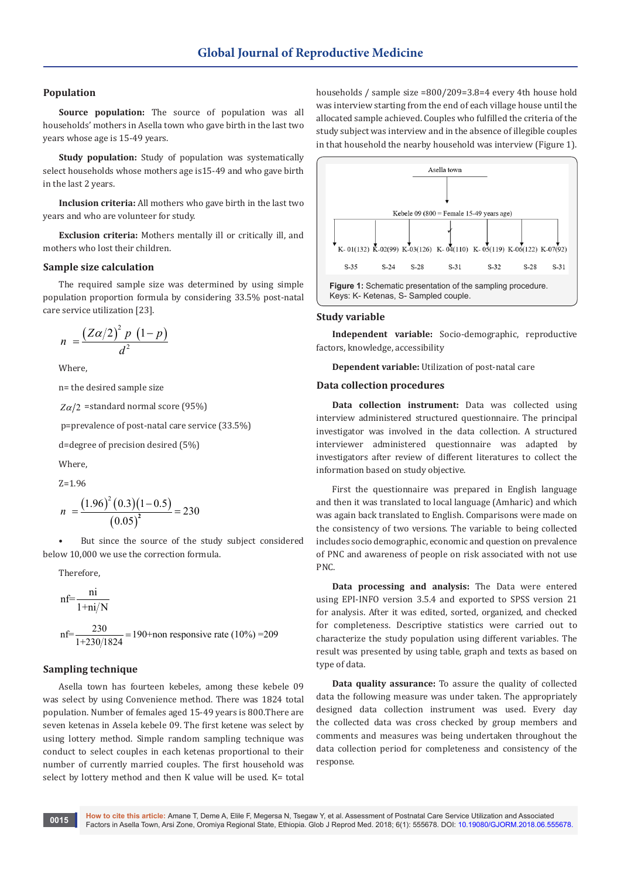### Population

**Source population:** The source of population was all households' mothers in Asella town who gave birth in the last two years whose age is 15-49 years.

**Study population:** Study of population was systematically select households whose mothers age is15-49 and who gave birth in the last 2 years.

**Inclusion criteria:** All mothers who gave birth in the last two years and who are volunteer for study.

**Exclusion criteria:** Mothers mentally ill or critically ill, and mothers who lost their children.

### Sample size calculation

The required sample size was determined by using simple population proportion formula by considering 33.5% post-natal care service utilization [23].

$$n = \frac{(Z\alpha/2)^2\ p\ (1-p)}{d^2}$$

Where,

n= the desired sample size

$Z\alpha/2$ =standard normal score (95%)

p=prevalence of post-natal care service (33.5%)

d=degree of precision desired (5%)

Where,

Z=1.96

$$n = \frac{(1.96)^2 (0.3)(1-0.5)}{(0.05)^2} = 230$$

- But since the source of the study subject considered below 10,000 we use the correction formula.

Therefore,

$$\text{nf}=\frac{\text{ni}}{1+\text{ni}/\text{N}}$$

$$\text{nf}=\frac{230}{1+230/1824}=190+\text{non responsive rate (10\%)} = 209$$

### Sampling technique

Asella town has fourteen kebeles, among these kebele 09 was select by using Convenience method. There was 1824 total population. Number of females aged 15-49 years is 800.There are seven ketenas in Assela kebele 09. The first ketene was select by using lottery method. Simple random sampling technique was conduct to select couples in each ketenas proportional to their number of currently married couples. The first household was select by lottery method and then K value will be used. K= total households / sample size =800/209=3.8=4 every 4th house hold was interview starting from the end of each village house until the allocated sample achieved. Couples who fulfilled the criteria of the study subject was interview and in the absence of illegible couples in that household the nearby household was interview (Figure 1).

Asella town → Kebele 09 (800 = Female 15-49 years age) → K- 01(132) S-35; K-02(99) S-24; K-03(126) S-28; K- 04(110) S-31; K- 05(119) S-32; K-06(122) S-28; K-07(92) S-31

**Figure 1:** Schematic presentation of the sampling procedure.
Keys: K- Ketenas, S- Sampled couple.

### Study variable

**Independent variable:** Socio-demographic, reproductive factors, knowledge, accessibility

**Dependent variable:** Utilization of post-natal care

### Data collection procedures

**Data collection instrument:** Data was collected using interview administered structured questionnaire. The principal investigator was involved in the data collection. A structured interviewer administered questionnaire was adapted by investigators after review of different literatures to collect the information based on study objective.

First the questionnaire was prepared in English language and then it was translated to local language (Amharic) and which was again back translated to English. Comparisons were made on the consistency of two versions. The variable to being collected includes socio demographic, economic and question on prevalence of PNC and awareness of people on risk associated with not use PNC.

**Data processing and analysis:** The Data were entered using EPI-INFO version 3.5.4 and exported to SPSS version 21 for analysis. After it was edited, sorted, organized, and checked for completeness. Descriptive statistics were carried out to characterize the study population using different variables. The result was presented by using table, graph and texts as based on type of data.

**Data quality assurance:** To assure the quality of collected data the following measure was under taken. The appropriately designed data collection instrument was used. Every day the collected data was cross checked by group members and comments and measures was being undertaken throughout the data collection period for completeness and consistency of the response.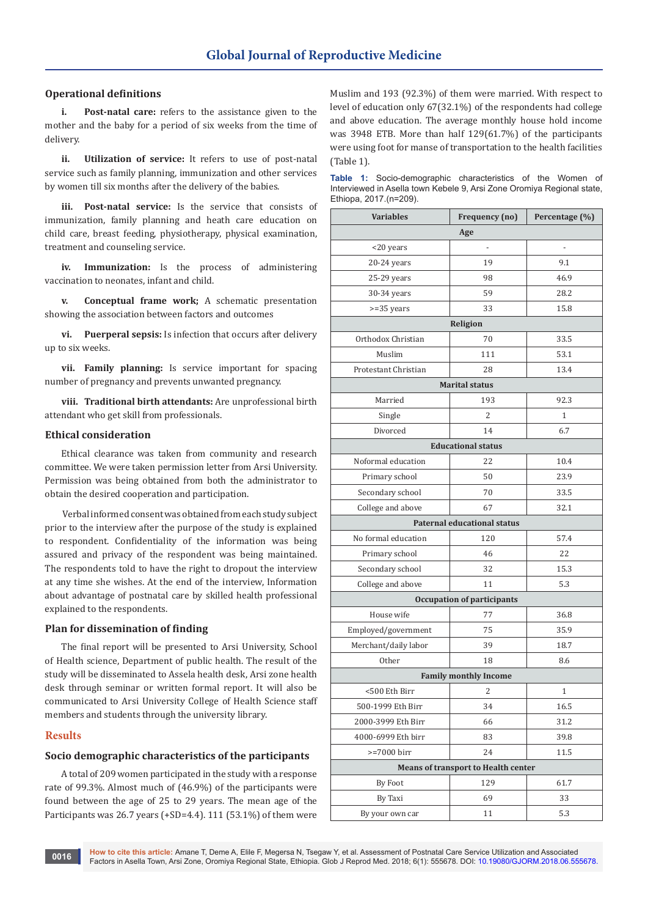### Operational definitions

i. **Post-natal care:** refers to the assistance given to the mother and the baby for a period of six weeks from the time of delivery.

ii. **Utilization of service:** It refers to use of post-natal service such as family planning, immunization and other services by women till six months after the delivery of the babies.

iii. **Post-natal service:** Is the service that consists of immunization, family planning and heath care education on child care, breast feeding, physiotherapy, physical examination, treatment and counseling service.

iv. **Immunization:** Is the process of administering vaccination to neonates, infant and child.

v. **Conceptual frame work;** A schematic presentation showing the association between factors and outcomes

vi. **Puerperal sepsis:** Is infection that occurs after delivery up to six weeks.

vii. **Family planning:** Is service important for spacing number of pregnancy and prevents unwanted pregnancy.

viii. **Traditional birth attendants:** Are unprofessional birth attendant who get skill from professionals.

### Ethical consideration

Ethical clearance was taken from community and research committee. We were taken permission letter from Arsi University. Permission was being obtained from both the administrator to obtain the desired cooperation and participation.

Verbal informed consent was obtained from each study subject prior to the interview after the purpose of the study is explained to respondent. Confidentiality of the information was being assured and privacy of the respondent was being maintained. The respondents told to have the right to dropout the interview at any time she wishes. At the end of the interview, Information about advantage of postnatal care by skilled health professional explained to the respondents.

### Plan for dissemination of finding

The final report will be presented to Arsi University, School of Health science, Department of public health. The result of the study will be disseminated to Assela health desk, Arsi zone health desk through seminar or written formal report. It will also be communicated to Arsi University College of Health Science staff members and students through the university library.

## Results

### Socio demographic characteristics of the participants

A total of 209 women participated in the study with a response rate of 99.3%. Almost much of (46.9%) of the participants were found between the age of 25 to 29 years. The mean age of the Participants was 26.7 years (+SD=4.4). 111 (53.1%) of them were Muslim and 193 (92.3%) of them were married. With respect to level of education only 67(32.1%) of the respondents had college and above education. The average monthly house hold income was 3948 ETB. More than half 129(61.7%) of the participants were using foot for manse of transportation to the health facilities (Table 1).

**Table 1:** Socio-demographic characteristics of the Women of Interviewed in Asella town Kebele 9, Arsi Zone Oromiya Regional state, Ethiopa, 2017.(n=209).

| Variables | Frequency (no) | Percentage (%) |
|---|---|---|
| **Age** | | |
| <20 years | - | - |
| 20-24 years | 19 | 9.1 |
| 25-29 years | 98 | 46.9 |
| 30-34 years | 59 | 28.2 |
| >=35 years | 33 | 15.8 |
| **Religion** | | |
| Orthodox Christian | 70 | 33.5 |
| Muslim | 111 | 53.1 |
| Protestant Christian | 28 | 13.4 |
| **Marital status** | | |
| Married | 193 | 92.3 |
| Single | 2 | 1 |
| Divorced | 14 | 6.7 |
| **Educational status** | | |
| Noformal education | 22 | 10.4 |
| Primary school | 50 | 23.9 |
| Secondary school | 70 | 33.5 |
| College and above | 67 | 32.1 |
| **Paternal educational status** | | |
| No formal education | 120 | 57.4 |
| Primary school | 46 | 22 |
| Secondary school | 32 | 15.3 |
| College and above | 11 | 5.3 |
| **Occupation of participants** | | |
| House wife | 77 | 36.8 |
| Employed/government | 75 | 35.9 |
| Merchant/daily labor | 39 | 18.7 |
| Other | 18 | 8.6 |
| **Family monthly Income** | | |
| <500 Eth Birr | 2 | 1 |
| 500-1999 Eth Birr | 34 | 16.5 |
| 2000-3999 Eth Birr | 66 | 31.2 |
| 4000-6999 Eth birr | 83 | 39.8 |
| >=7000 birr | 24 | 11.5 |
| **Means of transport to Health center** | | |
| By Foot | 129 | 61.7 |
| By Taxi | 69 | 33 |
| By your own car | 11 | 5.3 |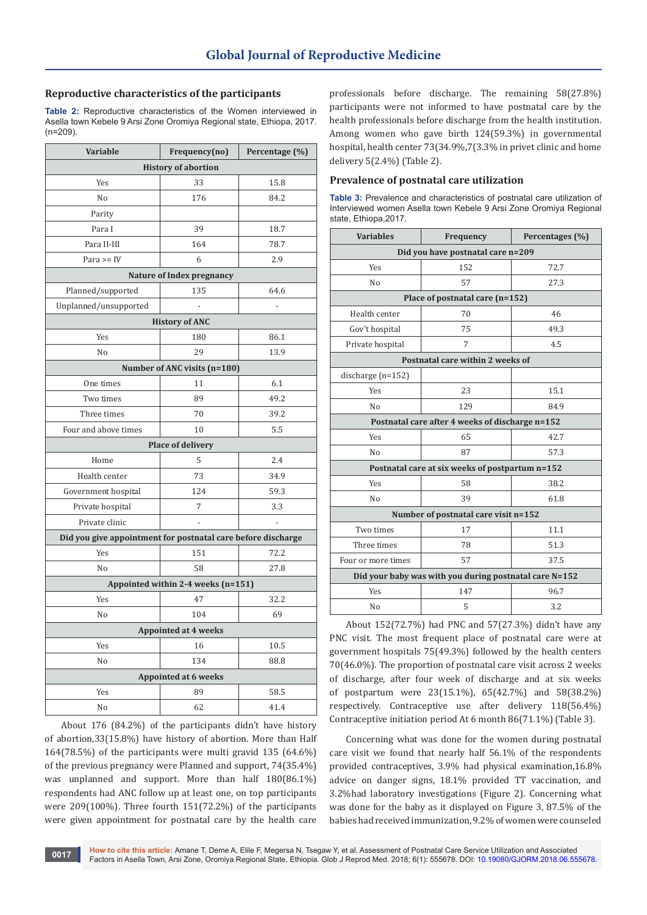## Reproductive characteristics of the participants

**Table 2:** Reproductive characteristics of the Women interviewed in Asella town Kebele 9 Arsi Zone Oromiya Regional state, Ethiopa, 2017. (n=209).

| Variable | Frequency(no) | Percentage (%) |
|---|---|---|
| **History of abortion** | | |
| Yes | 33 | 15.8 |
| No | 176 | 84.2 |
| Parity | | |
| Para I | 39 | 18.7 |
| Para II-III | 164 | 78.7 |
| Para >= IV | 6 | 2.9 |
| **Nature of Index pregnancy** | | |
| Planned/supported | 135 | 64.6 |
| Unplanned/unsupported | - | - |
| **History of ANC** | | |
| Yes | 180 | 86.1 |
| No | 29 | 13.9 |
| **Number of ANC visits (n=180)** | | |
| One times | 11 | 6.1 |
| Two times | 89 | 49.2 |
| Three times | 70 | 39.2 |
| Four and above times | 10 | 5.5 |
| **Place of delivery** | | |
| Home | 5 | 2.4 |
| Health center | 73 | 34.9 |
| Government hospital | 124 | 59.3 |
| Private hospital | 7 | 3.3 |
| Private clinic | - | - |
| **Did you give appointment for postnatal care before discharge** | | |
| Yes | 151 | 72.2 |
| No | 58 | 27.8 |
| **Appointed within 2-4 weeks (n=151)** | | |
| Yes | 47 | 32.2 |
| No | 104 | 69 |
| **Appointed at 4 weeks** | | |
| Yes | 16 | 10.5 |
| No | 134 | 88.8 |
| **Appointed at 6 weeks** | | |
| Yes | 89 | 58.5 |
| No | 62 | 41.4 |

About 176 (84.2%) of the participants didn't have history of abortion,33(15.8%) have history of abortion. More than Half 164(78.5%) of the participants were multi gravid 135 (64.6%) of the previous pregnancy were Planned and support, 74(35.4%) was unplanned and support. More than half 180(86.1%) respondents had ANC follow up at least one, on top participants were 209(100%). Three fourth 151(72.2%) of the participants were given appointment for postnatal care by the health care professionals before discharge. The remaining 58(27.8%) participants were not informed to have postnatal care by the health professionals before discharge from the health institution. Among women who gave birth 124(59.3%) in governmental hospital, health center 73(34.9%,7(3.3% in privet clinic and home delivery 5(2.4%) (Table 2).

## Prevalence of postnatal care utilization

**Table 3:** Prevalence and characteristics of postnatal care utilization of Interviewed women Asella town Kebele 9 Arsi Zone Oromiya Regional state, Ethiopa,2017.

| Variables | Frequency | Percentages (%) |
|---|---|---|
| **Did you have postnatal care n=209** | | |
| Yes | 152 | 72.7 |
| No | 57 | 27.3 |
| **Place of postnatal care (n=152)** | | |
| Health center | 70 | 46 |
| Gov't hospital | 75 | 49.3 |
| Private hospital | 7 | 4.5 |
| **Postnatal care within 2 weeks of** | | |
| discharge (n=152) | | |
| Yes | 23 | 15.1 |
| No | 129 | 84.9 |
| **Postnatal care after 4 weeks of discharge n=152** | | |
| Yes | 65 | 42.7 |
| No | 87 | 57.3 |
| **Postnatal care at six weeks of postpartum n=152** | | |
| Yes | 58 | 38.2 |
| No | 39 | 61.8 |
| **Number of postnatal care visit n=152** | | |
| Two times | 17 | 11.1 |
| Three times | 78 | 51.3 |
| Four or more times | 57 | 37.5 |
| **Did your baby was with you during postnatal care N=152** | | |
| Yes | 147 | 96.7 |
| No | 5 | 3.2 |

About 152(72.7%) had PNC and 57(27.3%) didn't have any PNC visit. The most frequent place of postnatal care were at government hospitals 75(49.3%) followed by the health centers 70(46.0%). The proportion of postnatal care visit across 2 weeks of discharge, after four week of discharge and at six weeks of postpartum were 23(15.1%), 65(42.7%) and 58(38.2%) respectively. Contraceptive use after delivery 118(56.4%) Contraceptive initiation period At 6 month 86(71.1%) (Table 3).

Concerning what was done for the women during postnatal care visit we found that nearly half 56.1% of the respondents provided contraceptives, 3.9% had physical examination,16.8% advice on danger signs, 18.1% provided TT vaccination, and 3.2%had laboratory investigations (Figure 2). Concerning what was done for the baby as it displayed on Figure 3, 87.5% of the babies had received immunization, 9.2% of women were counseled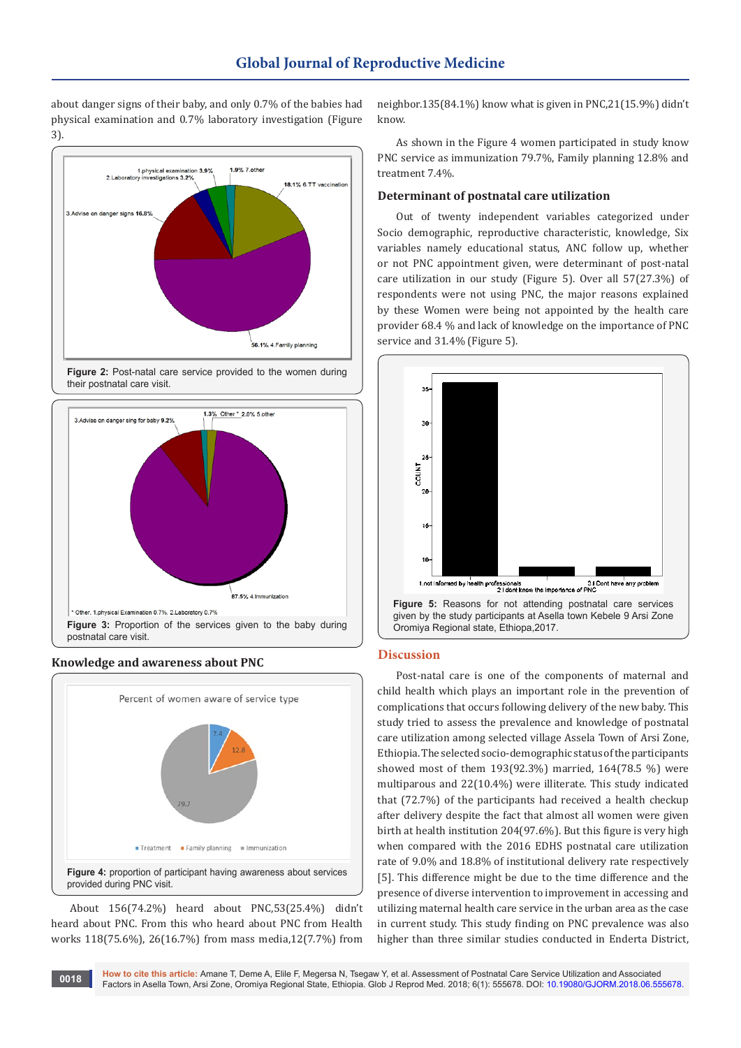about danger signs of their baby, and only 0.7% of the babies had physical examination and 0.7% laboratory investigation (Figure 3).

**Figure 2:** Post-natal care service provided to the women during their postnatal care visit.

**Figure 3:** Proportion of the services given to the baby during postnatal care visit.

### Knowledge and awareness about PNC

**Figure 4:** proportion of participant having awareness about services provided during PNC visit.

About 156(74.2%) heard about PNC,53(25.4%) didn't heard about PNC. From this who heard about PNC from Health works 118(75.6%), 26(16.7%) from mass media,12(7.7%) from neighbor.135(84.1%) know what is given in PNC,21(15.9%) didn't know.

As shown in the Figure 4 women participated in study know PNC service as immunization 79.7%, Family planning 12.8% and treatment 7.4%.

### Determinant of postnatal care utilization

Out of twenty independent variables categorized under Socio demographic, reproductive characteristic, knowledge, Six variables namely educational status, ANC follow up, whether or not PNC appointment given, were determinant of post-natal care utilization in our study (Figure 5). Over all 57(27.3%) of respondents were not using PNC, the major reasons explained by these Women were being not appointed by the health care provider 68.4 % and lack of knowledge on the importance of PNC service and 31.4% (Figure 5).

**Figure 5:** Reasons for not attending postnatal care services given by the study participants at Asella town Kebele 9 Arsi Zone Oromiya Regional state, Ethiopia,2017.

## Discussion

Post-natal care is one of the components of maternal and child health which plays an important role in the prevention of complications that occurs following delivery of the new baby. This study tried to assess the prevalence and knowledge of postnatal care utilization among selected village Assela Town of Arsi Zone, Ethiopia. The selected socio-demographic status of the participants showed most of them 193(92.3%) married, 164(78.5 %) were multiparous and 22(10.4%) were illiterate. This study indicated that (72.7%) of the participants had received a health checkup after delivery despite the fact that almost all women were given birth at health institution 204(97.6%). But this figure is very high when compared with the 2016 EDHS postnatal care utilization rate of 9.0% and 18.8% of institutional delivery rate respectively [5]. This difference might be due to the time difference and the presence of diverse intervention to improvement in accessing and utilizing maternal health care service in the urban area as the case in current study. This study finding on PNC prevalence was also higher than three similar studies conducted in Enderta District,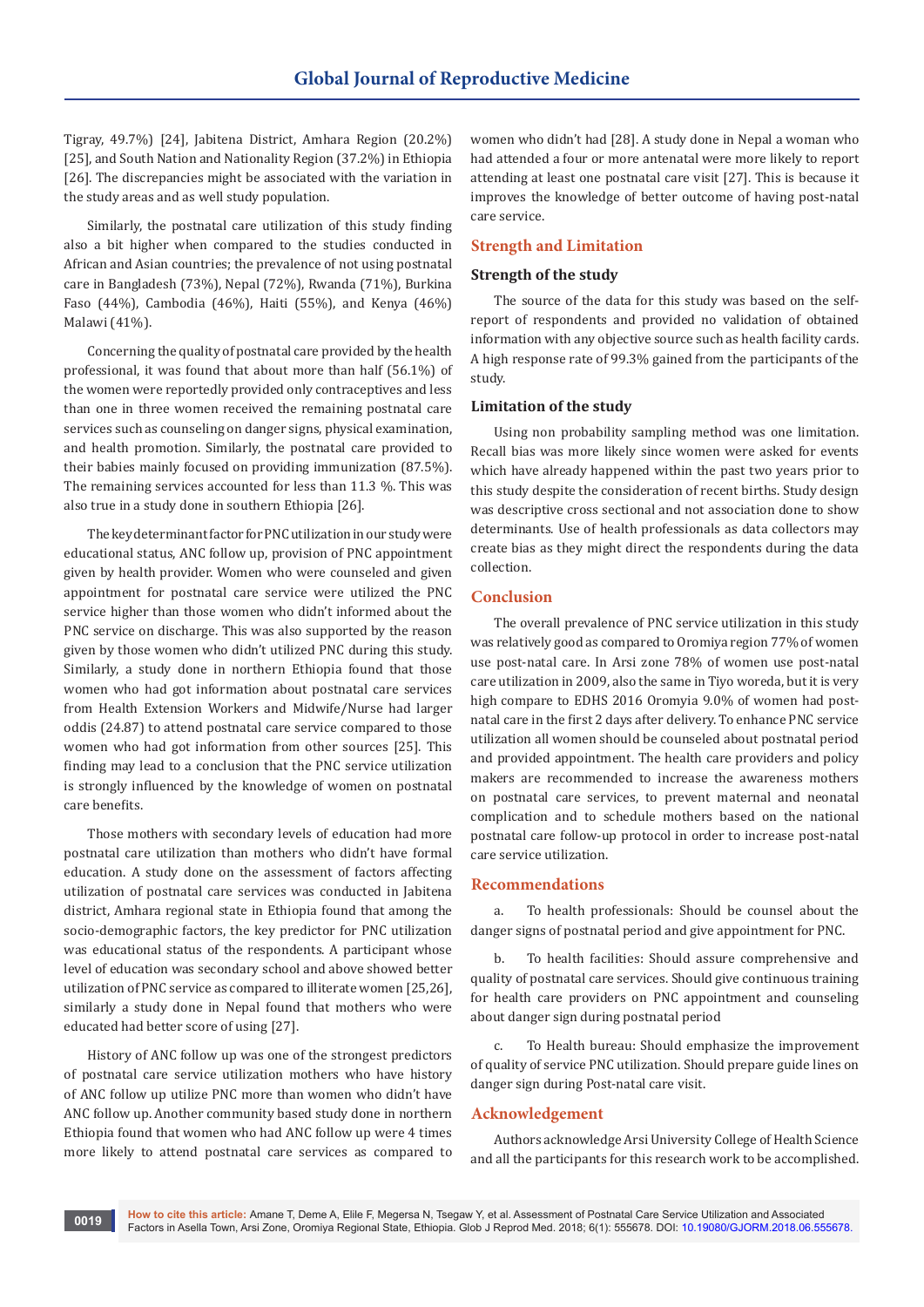Tigray, 49.7%) [24], Jabitena District, Amhara Region (20.2%) [25], and South Nation and Nationality Region (37.2%) in Ethiopia [26]. The discrepancies might be associated with the variation in the study areas and as well study population.

Similarly, the postnatal care utilization of this study finding also a bit higher when compared to the studies conducted in African and Asian countries; the prevalence of not using postnatal care in Bangladesh (73%), Nepal (72%), Rwanda (71%), Burkina Faso (44%), Cambodia (46%), Haiti (55%), and Kenya (46%) Malawi (41%).

Concerning the quality of postnatal care provided by the health professional, it was found that about more than half (56.1%) of the women were reportedly provided only contraceptives and less than one in three women received the remaining postnatal care services such as counseling on danger signs, physical examination, and health promotion. Similarly, the postnatal care provided to their babies mainly focused on providing immunization (87.5%). The remaining services accounted for less than 11.3 %. This was also true in a study done in southern Ethiopia [26].

The key determinant factor for PNC utilization in our study were educational status, ANC follow up, provision of PNC appointment given by health provider. Women who were counseled and given appointment for postnatal care service were utilized the PNC service higher than those women who didn't informed about the PNC service on discharge. This was also supported by the reason given by those women who didn't utilized PNC during this study. Similarly, a study done in northern Ethiopia found that those women who had got information about postnatal care services from Health Extension Workers and Midwife/Nurse had larger oddis (24.87) to attend postnatal care service compared to those women who had got information from other sources [25]. This finding may lead to a conclusion that the PNC service utilization is strongly influenced by the knowledge of women on postnatal care benefits.

Those mothers with secondary levels of education had more postnatal care utilization than mothers who didn't have formal education. A study done on the assessment of factors affecting utilization of postnatal care services was conducted in Jabitena district, Amhara regional state in Ethiopia found that among the socio-demographic factors, the key predictor for PNC utilization was educational status of the respondents. A participant whose level of education was secondary school and above showed better utilization of PNC service as compared to illiterate women [25,26], similarly a study done in Nepal found that mothers who were educated had better score of using [27].

History of ANC follow up was one of the strongest predictors of postnatal care service utilization mothers who have history of ANC follow up utilize PNC more than women who didn't have ANC follow up. Another community based study done in northern Ethiopia found that women who had ANC follow up were 4 times more likely to attend postnatal care services as compared to women who didn't had [28]. A study done in Nepal a woman who had attended a four or more antenatal were more likely to report attending at least one postnatal care visit [27]. This is because it improves the knowledge of better outcome of having post-natal care service.

## Strength and Limitation

### Strength of the study

The source of the data for this study was based on the self-report of respondents and provided no validation of obtained information with any objective source such as health facility cards. A high response rate of 99.3% gained from the participants of the study.

### Limitation of the study

Using non probability sampling method was one limitation. Recall bias was more likely since women were asked for events which have already happened within the past two years prior to this study despite the consideration of recent births. Study design was descriptive cross sectional and not association done to show determinants. Use of health professionals as data collectors may create bias as they might direct the respondents during the data collection.

## Conclusion

The overall prevalence of PNC service utilization in this study was relatively good as compared to Oromiya region 77% of women use post-natal care. In Arsi zone 78% of women use post-natal care utilization in 2009, also the same in Tiyo woreda, but it is very high compare to EDHS 2016 Oromyia 9.0% of women had post-natal care in the first 2 days after delivery. To enhance PNC service utilization all women should be counseled about postnatal period and provided appointment. The health care providers and policy makers are recommended to increase the awareness mothers on postnatal care services, to prevent maternal and neonatal complication and to schedule mothers based on the national postnatal care follow-up protocol in order to increase post-natal care service utilization.

## Recommendations

a. To health professionals: Should be counsel about the danger signs of postnatal period and give appointment for PNC.

b. To health facilities: Should assure comprehensive and quality of postnatal care services. Should give continuous training for health care providers on PNC appointment and counseling about danger sign during postnatal period

c. To Health bureau: Should emphasize the improvement of quality of service PNC utilization. Should prepare guide lines on danger sign during Post-natal care visit.

## Acknowledgement

Authors acknowledge Arsi University College of Health Science and all the participants for this research work to be accomplished.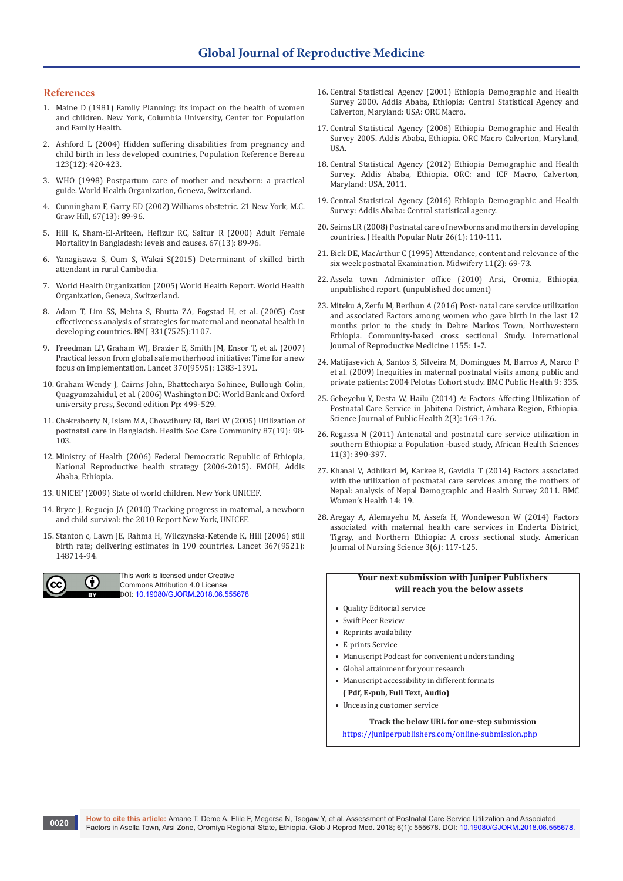## References

1. Maine D (1981) Family Planning: its impact on the health of women and children. New York, Columbia University, Center for Population and Family Health.
2. Ashford L (2004) Hidden suffering disabilities from pregnancy and child birth in less developed countries, Population Reference Bereau 123(12): 420-423.
3. WHO (1998) Postpartum care of mother and newborn: a practical guide. World Health Organization, Geneva, Switzerland.
4. Cunningham F, Garry ED (2002) Williams obstetric. 21 New York, M.C. Graw Hill, 67(13): 89-96.
5. Hill K, Sham-El-Ariteen, Hefizur RC, Saitur R (2000) Adult Female Mortality in Bangladesh: levels and causes. 67(13): 89-96.
6. Yanagisawa S, Oum S, Wakai S(2015) Determinant of skilled birth attendant in rural Cambodia.
7. World Health Organization (2005) World Health Report. World Health Organization, Geneva, Switzerland.
8. Adam T, Lim SS, Mehta S, Bhutta ZA, Fogstad H, et al. (2005) Cost effectiveness analysis of strategies for maternal and neonatal health in developing countries. BMJ 331(7525):1107.
9. Freedman LP, Graham WJ, Brazier E, Smith JM, Ensor T, et al. (2007) Practical lesson from global safe motherhood initiative: Time for a new focus on implementation. Lancet 370(9595): 1383-1391.
10. Graham Wendy J, Cairns John, Bhattecharya Sohinee, Bullough Colin, Quagyumzahidul, et al. (2006) Washington DC: World Bank and Oxford university press, Second edition Pp: 499-529.
11. Chakraborty N, Islam MA, Chowdhury RI, Bari W (2005) Utilization of postnatal care in Bangladsh. Health Soc Care Community 87(19): 98-103.
12. Ministry of Health (2006) Federal Democratic Republic of Ethiopia, National Reproductive health strategy (2006-2015). FMOH, Addis Ababa, Ethiopia.
13. UNICEF (2009) State of world children. New York UNICEF.
14. Bryce J, Reguejo JA (2010) Tracking progress in maternal, a newborn and child survival: the 2010 Report New York, UNICEF.
15. Stanton c, Lawn JE, Rahma H, Wilczynska-Ketende K, Hill (2006) still birth rate; delivering estimates in 190 countries. Lancet 367(9521): 148714-94.
16. Central Statistical Agency (2001) Ethiopia Demographic and Health Survey 2000. Addis Ababa, Ethiopia: Central Statistical Agency and Calverton, Maryland: USA: ORC Macro.
17. Central Statistical Agency (2006) Ethiopia Demographic and Health Survey 2005. Addis Ababa, Ethiopia. ORC Macro Calverton, Maryland, USA.
18. Central Statistical Agency (2012) Ethiopia Demographic and Health Survey. Addis Ababa, Ethiopia. ORC: and ICF Macro, Calverton, Maryland: USA, 2011.
19. Central Statistical Agency (2016) Ethiopia Demographic and Health Survey: Addis Ababa: Central statistical agency.
20. Seims LR (2008) Postnatal care of newborns and mothers in developing countries. J Health Popular Nutr 26(1): 110-111.
21. Bick DE, MacArthur C (1995) Attendance, content and relevance of the six week postnatal Examination. Midwifery 11(2): 69-73.
22. Assela town Administer office (2010) Arsi, Oromia, Ethiopia, unpublished report. (unpublished document)
23. Miteku A, Zerfu M, Berihun A (2016) Post- natal care service utilization and associated Factors among women who gave birth in the last 12 months prior to the study in Debre Markos Town, Northwestern Ethiopia. Community-based cross sectional Study. International Journal of Reproductive Medicine 1155: 1-7.
24. Matijasevich A, Santos S, Silveira M, Domingues M, Barros A, Marco P et al. (2009) Inequities in maternal postnatal visits among public and private patients: 2004 Pelotas Cohort study. BMC Public Health 9: 335.
25. Gebeyehu Y, Desta W, Hailu (2014) A: Factors Affecting Utilization of Postnatal Care Service in Jabitena District, Amhara Region, Ethiopia. Science Journal of Public Health 2(3): 169-176.
26. Regassa N (2011) Antenatal and postnatal care service utilization in southern Ethiopia: a Population -based study, African Health Sciences 11(3): 390-397.
27. Khanal V, Adhikari M, Karkee R, Gavidia T (2014) Factors associated with the utilization of postnatal care services among the mothers of Nepal: analysis of Nepal Demographic and Health Survey 2011. BMC Women's Health 14: 19.
28. Aregay A, Alemayehu M, Assefa H, Wondeweson W (2014) Factors associated with maternal health care services in Enderta District, Tigray, and Northern Ethiopia: A cross sectional study. American Journal of Nursing Science 3(6): 117-125.

This work is licensed under Creative Commons Attribution 4.0 License
DOI: 10.19080/GJORM.2018.06.555678

**Your next submission with Juniper Publishers will reach you the below assets**

- Quality Editorial service
- Swift Peer Review
- Reprints availability
- E-prints Service
- Manuscript Podcast for convenient understanding
- Global attainment for your research
- Manuscript accessibility in different formats
  **( Pdf, E-pub, Full Text, Audio)**
- Unceasing customer service

**Track the below URL for one-step submission**
https://juniperpublishers.com/online-submission.php

**How to cite this article:** Amane T, Deme A, Elile F, Megersa N, Tsegaw Y, et al. Assessment of Postnatal Care Service Utilization and Associated Factors in Asella Town, Arsi Zone, Oromiya Regional State, Ethiopia. Glob J Reprod Med. 2018; 6(1): 555678. DOI: 10.19080/GJORM.2018.06.555678.